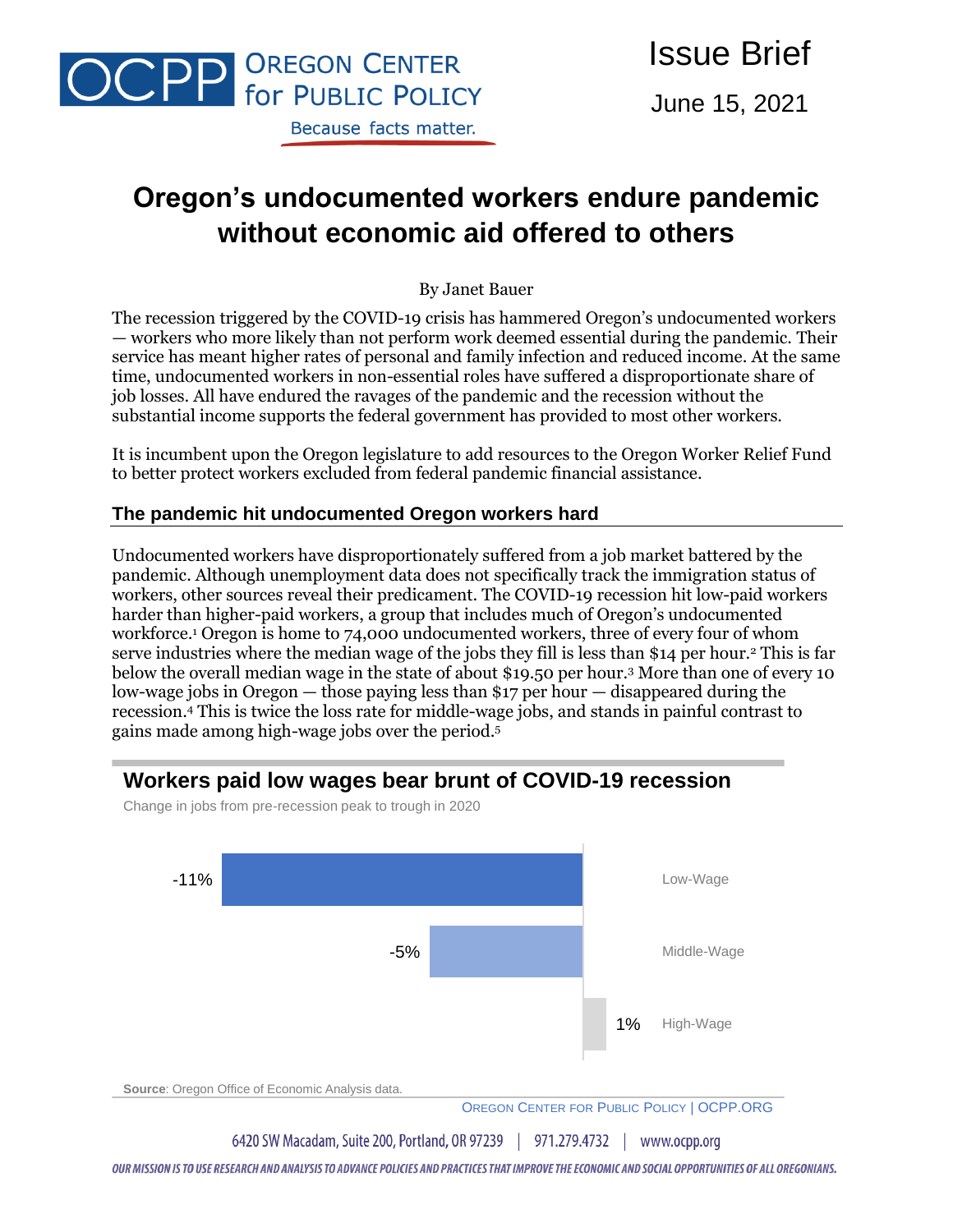OREGON CENTER for PUBLIC POLICY

Because facts matter.

Issue Brief

June 15, 2021

# Oregon's undocumented workers endure pandemic without economic aid offered to others

By Janet Bauer

The recession triggered by the COVID-19 crisis has hammered Oregon's undocumented workers — workers who more likely than not perform work deemed essential during the pandemic. Their service has meant higher rates of personal and family infection and reduced income. At the same time, undocumented workers in non-essential roles have suffered a disproportionate share of job losses. All have endured the ravages of the pandemic and the recession without the substantial income supports the federal government has provided to most other workers.

It is incumbent upon the Oregon legislature to add resources to the Oregon Worker Relief Fund to better protect workers excluded from federal pandemic financial assistance.

## The pandemic hit undocumented Oregon workers hard

Undocumented workers have disproportionately suffered from a job market battered by the pandemic. Although unemployment data does not specifically track the immigration status of workers, other sources reveal their predicament. The COVID-19 recession hit low-paid workers harder than higher-paid workers, a group that includes much of Oregon's undocumented workforce.[1] Oregon is home to 74,000 undocumented workers, three of every four of whom serve industries where the median wage of the jobs they fill is less than $14 per hour.[2] This is far below the overall median wage in the state of about $19.50 per hour.[3] More than one of every 10 low-wage jobs in Oregon — those paying less than $17 per hour — disappeared during the recession.[4] This is twice the loss rate for middle-wage jobs, and stands in painful contrast to gains made among high-wage jobs over the period.[5]

### Workers paid low wages bear brunt of COVID-19 recession

Change in jobs from pre-recession peak to trough in 2020

| Wage level | Change in jobs |
| --- | --- |
| Low-Wage | -11% |
| Middle-Wage | -5% |
| High-Wage | 1% |

**Source**: Oregon Office of Economic Analysis data.

OREGON CENTER FOR PUBLIC POLICY | OCPP.ORG

6420 SW Macadam, Suite 200, Portland, OR 97239 | 971.279.4732 | www.ocpp.org

OUR MISSION IS TO USE RESEARCH AND ANALYSIS TO ADVANCE POLICIES AND PRACTICES THAT IMPROVE THE ECONOMIC AND SOCIAL OPPORTUNITIES OF ALL OREGONIANS.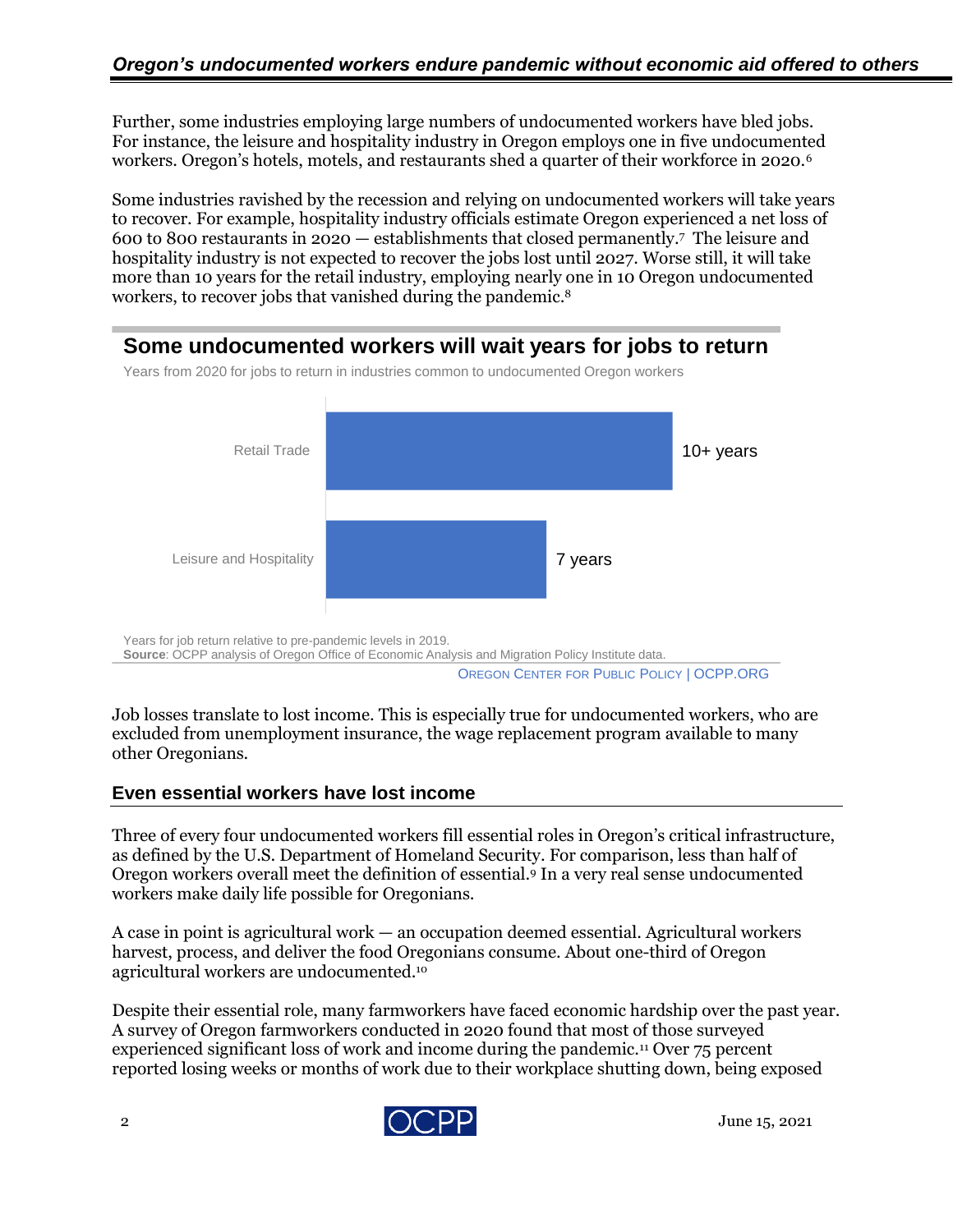Further, some industries employing large numbers of undocumented workers have bled jobs. For instance, the leisure and hospitality industry in Oregon employs one in five undocumented workers. Oregon's hotels, motels, and restaurants shed a quarter of their workforce in 2020.[6]

Some industries ravished by the recession and relying on undocumented workers will take years to recover. For example, hospitality industry officials estimate Oregon experienced a net loss of 600 to 800 restaurants in 2020 — establishments that closed permanently.[7] The leisure and hospitality industry is not expected to recover the jobs lost until 2027. Worse still, it will take more than 10 years for the retail industry, employing nearly one in 10 Oregon undocumented workers, to recover jobs that vanished during the pandemic.[8]

**Some undocumented workers will wait years for jobs to return**

Years from 2020 for jobs to return in industries common to undocumented Oregon workers

| Industry | Years |
| --- | --- |
| Retail Trade | 10+ years |
| Leisure and Hospitality | 7 years |

Years for job return relative to pre-pandemic levels in 2019.
**Source**: OCPP analysis of Oregon Office of Economic Analysis and Migration Policy Institute data.
OREGON CENTER FOR PUBLIC POLICY | OCPP.ORG

Job losses translate to lost income. This is especially true for undocumented workers, who are excluded from unemployment insurance, the wage replacement program available to many other Oregonians.

## Even essential workers have lost income

Three of every four undocumented workers fill essential roles in Oregon's critical infrastructure, as defined by the U.S. Department of Homeland Security. For comparison, less than half of Oregon workers overall meet the definition of essential.[9] In a very real sense undocumented workers make daily life possible for Oregonians.

A case in point is agricultural work — an occupation deemed essential. Agricultural workers harvest, process, and deliver the food Oregonians consume. About one-third of Oregon agricultural workers are undocumented.[10]

Despite their essential role, many farmworkers have faced economic hardship over the past year. A survey of Oregon farmworkers conducted in 2020 found that most of those surveyed experienced significant loss of work and income during the pandemic.[11] Over 75 percent reported losing weeks or months of work due to their workplace shutting down, being exposed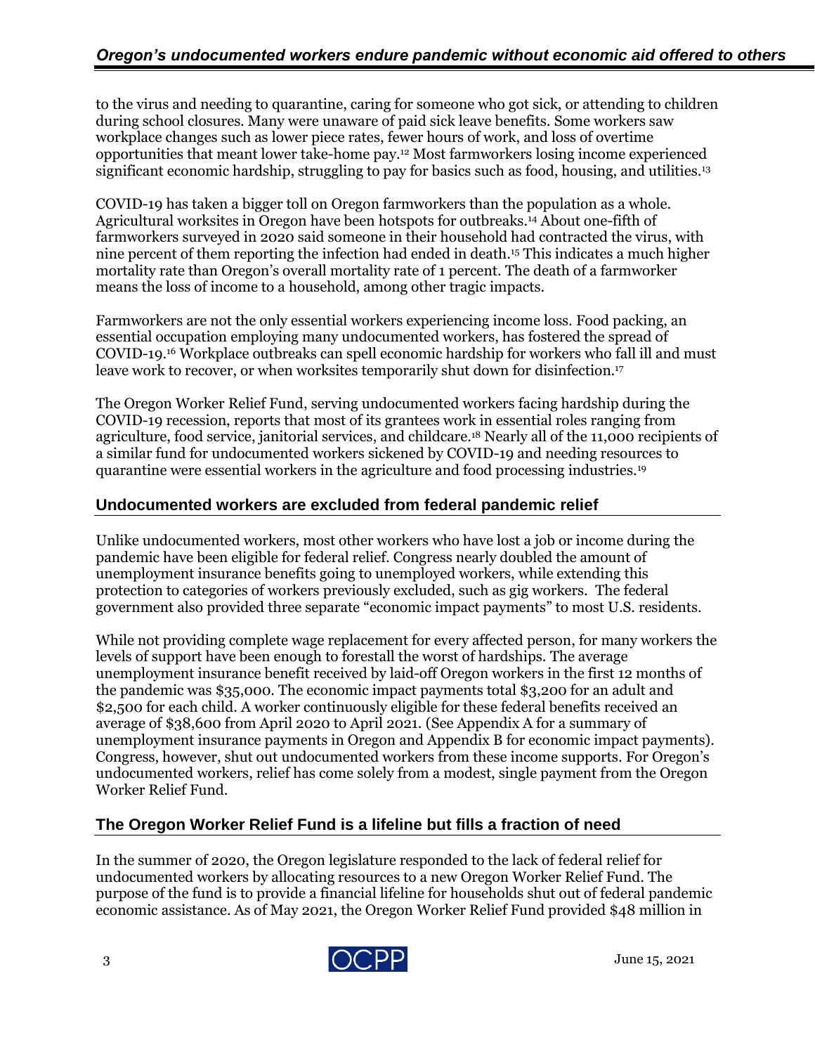to the virus and needing to quarantine, caring for someone who got sick, or attending to children during school closures. Many were unaware of paid sick leave benefits. Some workers saw workplace changes such as lower piece rates, fewer hours of work, and loss of overtime opportunities that meant lower take-home pay.[12] Most farmworkers losing income experienced significant economic hardship, struggling to pay for basics such as food, housing, and utilities.[13]

COVID-19 has taken a bigger toll on Oregon farmworkers than the population as a whole. Agricultural worksites in Oregon have been hotspots for outbreaks.[14] About one-fifth of farmworkers surveyed in 2020 said someone in their household had contracted the virus, with nine percent of them reporting the infection had ended in death.[15] This indicates a much higher mortality rate than Oregon's overall mortality rate of 1 percent. The death of a farmworker means the loss of income to a household, among other tragic impacts.

Farmworkers are not the only essential workers experiencing income loss. Food packing, an essential occupation employing many undocumented workers, has fostered the spread of COVID-19.[16] Workplace outbreaks can spell economic hardship for workers who fall ill and must leave work to recover, or when worksites temporarily shut down for disinfection.[17]

The Oregon Worker Relief Fund, serving undocumented workers facing hardship during the COVID-19 recession, reports that most of its grantees work in essential roles ranging from agriculture, food service, janitorial services, and childcare.[18] Nearly all of the 11,000 recipients of a similar fund for undocumented workers sickened by COVID-19 and needing resources to quarantine were essential workers in the agriculture and food processing industries.[19]

## Undocumented workers are excluded from federal pandemic relief

Unlike undocumented workers, most other workers who have lost a job or income during the pandemic have been eligible for federal relief. Congress nearly doubled the amount of unemployment insurance benefits going to unemployed workers, while extending this protection to categories of workers previously excluded, such as gig workers. The federal government also provided three separate "economic impact payments" to most U.S. residents.

While not providing complete wage replacement for every affected person, for many workers the levels of support have been enough to forestall the worst of hardships. The average unemployment insurance benefit received by laid-off Oregon workers in the first 12 months of the pandemic was $35,000. The economic impact payments total $3,200 for an adult and $2,500 for each child. A worker continuously eligible for these federal benefits received an average of $38,600 from April 2020 to April 2021. (See Appendix A for a summary of unemployment insurance payments in Oregon and Appendix B for economic impact payments). Congress, however, shut out undocumented workers from these income supports. For Oregon's undocumented workers, relief has come solely from a modest, single payment from the Oregon Worker Relief Fund.

## The Oregon Worker Relief Fund is a lifeline but fills a fraction of need

In the summer of 2020, the Oregon legislature responded to the lack of federal relief for undocumented workers by allocating resources to a new Oregon Worker Relief Fund. The purpose of the fund is to provide a financial lifeline for households shut out of federal pandemic economic assistance. As of May 2021, the Oregon Worker Relief Fund provided $48 million in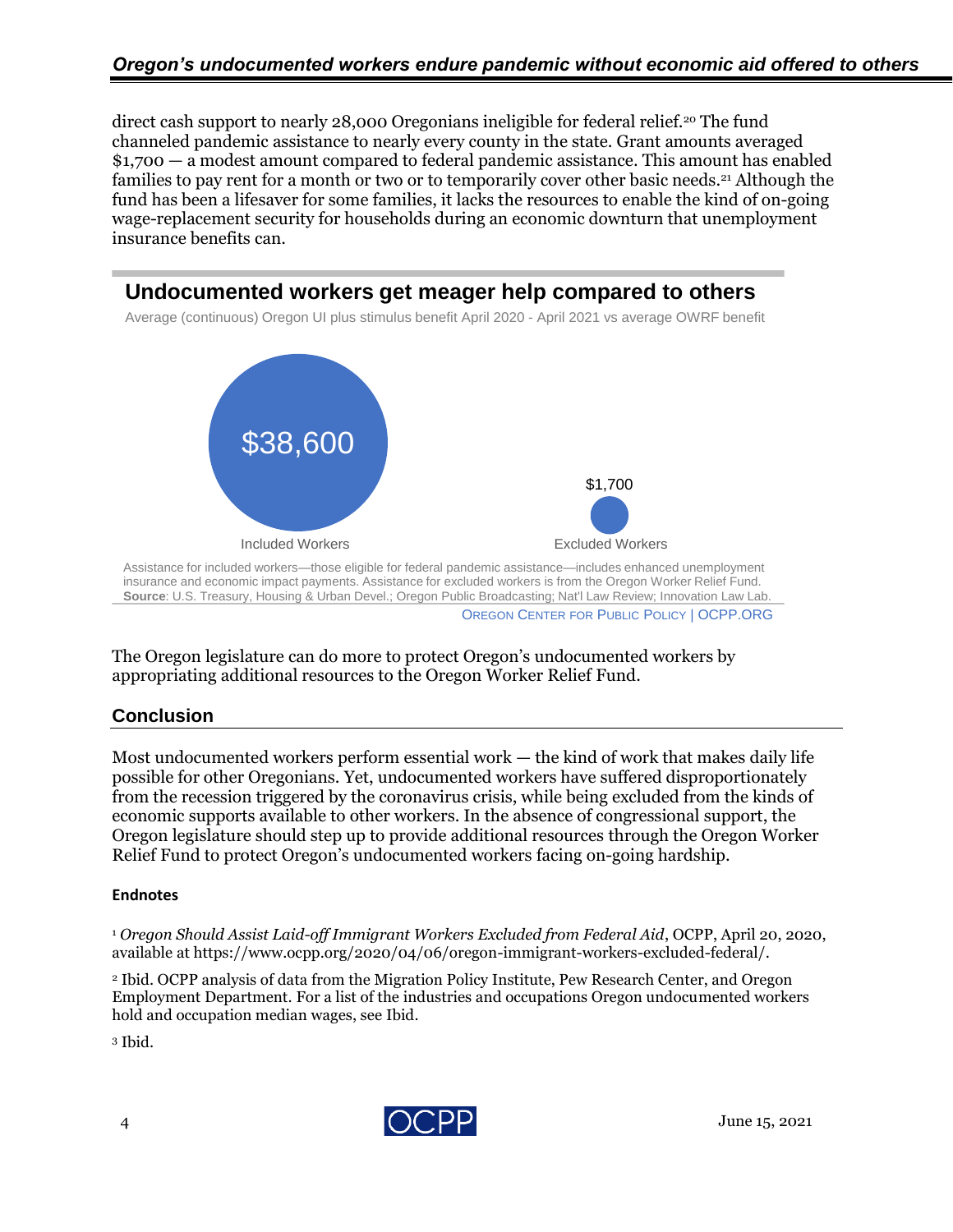direct cash support to nearly 28,000 Oregonians ineligible for federal relief.[20] The fund channeled pandemic assistance to nearly every county in the state. Grant amounts averaged $1,700 — a modest amount compared to federal pandemic assistance. This amount has enabled families to pay rent for a month or two or to temporarily cover other basic needs.[21] Although the fund has been a lifesaver for some families, it lacks the resources to enable the kind of on-going wage-replacement security for households during an economic downturn that unemployment insurance benefits can.

## Undocumented workers get meager help compared to others

Average (continuous) Oregon UI plus stimulus benefit April 2020 - April 2021 vs average OWRF benefit

| | Included Workers | Excluded Workers |
|---|---|---|
| Benefit | $38,600 | $1,700 |

Assistance for included workers—those eligible for federal pandemic assistance—includes enhanced unemployment insurance and economic impact payments. Assistance for excluded workers is from the Oregon Worker Relief Fund.
**Source**: U.S. Treasury, Housing & Urban Devel.; Oregon Public Broadcasting; Nat'l Law Review; Innovation Law Lab.

OREGON CENTER FOR PUBLIC POLICY | OCPP.ORG

The Oregon legislature can do more to protect Oregon's undocumented workers by appropriating additional resources to the Oregon Worker Relief Fund.

## Conclusion

Most undocumented workers perform essential work — the kind of work that makes daily life possible for other Oregonians. Yet, undocumented workers have suffered disproportionately from the recession triggered by the coronavirus crisis, while being excluded from the kinds of economic supports available to other workers. In the absence of congressional support, the Oregon legislature should step up to provide additional resources through the Oregon Worker Relief Fund to protect Oregon's undocumented workers facing on-going hardship.

### Endnotes

[1] *Oregon Should Assist Laid-off Immigrant Workers Excluded from Federal Aid*, OCPP, April 20, 2020, available at https://www.ocpp.org/2020/04/06/oregon-immigrant-workers-excluded-federal/.

[2] Ibid. OCPP analysis of data from the Migration Policy Institute, Pew Research Center, and Oregon Employment Department. For a list of the industries and occupations Oregon undocumented workers hold and occupation median wages, see Ibid.

[3] Ibid.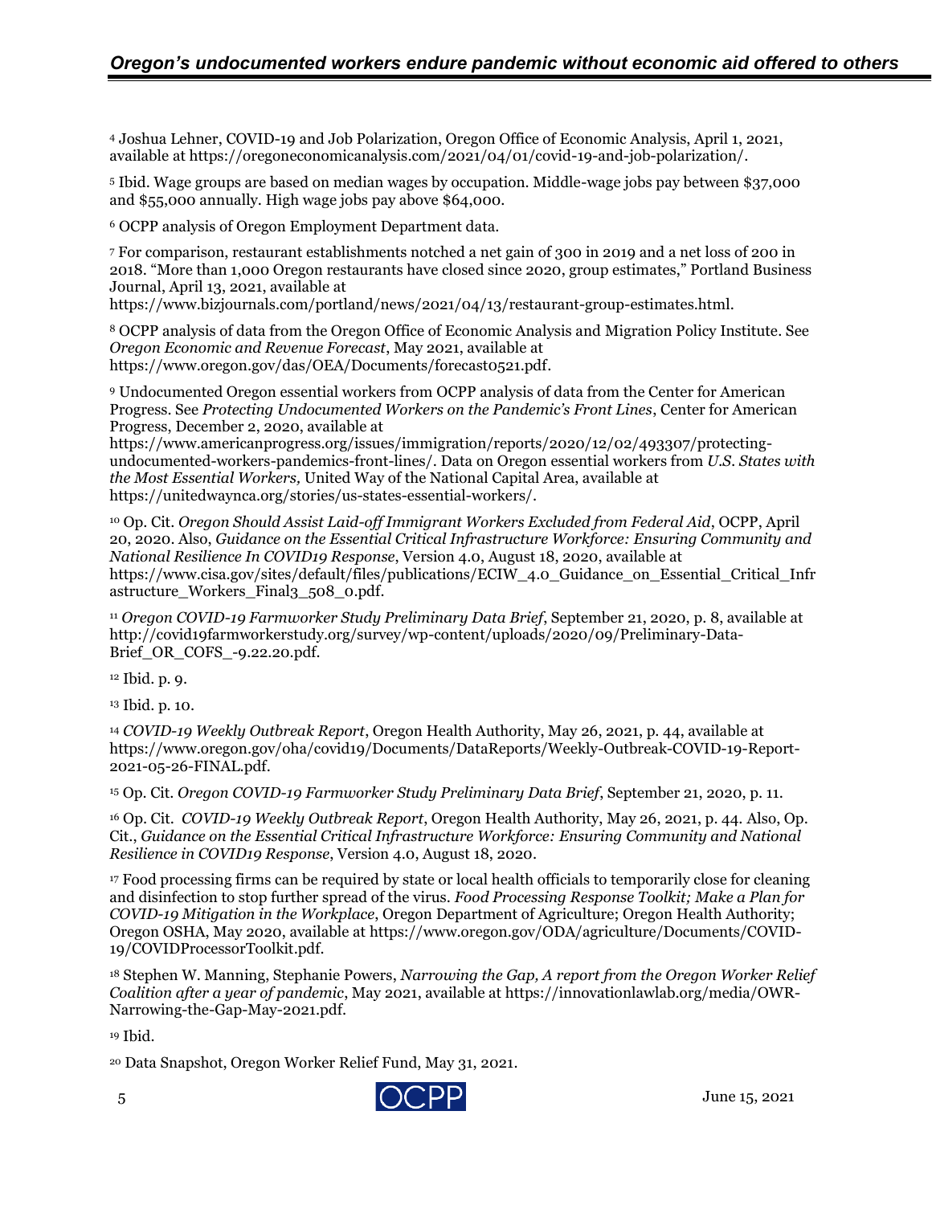[4] Joshua Lehner, COVID-19 and Job Polarization, Oregon Office of Economic Analysis, April 1, 2021, available at https://oregoneconomicanalysis.com/2021/04/01/covid-19-and-job-polarization/.

[5] Ibid. Wage groups are based on median wages by occupation. Middle-wage jobs pay between $37,000 and $55,000 annually. High wage jobs pay above $64,000.

[6] OCPP analysis of Oregon Employment Department data.

[7] For comparison, restaurant establishments notched a net gain of 300 in 2019 and a net loss of 200 in 2018. "More than 1,000 Oregon restaurants have closed since 2020, group estimates," Portland Business Journal, April 13, 2021, available at https://www.bizjournals.com/portland/news/2021/04/13/restaurant-group-estimates.html.

[8] OCPP analysis of data from the Oregon Office of Economic Analysis and Migration Policy Institute. See *Oregon Economic and Revenue Forecast*, May 2021, available at https://www.oregon.gov/das/OEA/Documents/forecast0521.pdf.

[9] Undocumented Oregon essential workers from OCPP analysis of data from the Center for American Progress. See *Protecting Undocumented Workers on the Pandemic's Front Lines*, Center for American Progress, December 2, 2020, available at https://www.americanprogress.org/issues/immigration/reports/2020/12/02/493307/protecting-undocumented-workers-pandemics-front-lines/. Data on Oregon essential workers from *U.S. States with the Most Essential Workers,* United Way of the National Capital Area, available at https://unitedwaynca.org/stories/us-states-essential-workers/.

[10] Op. Cit. *Oregon Should Assist Laid-off Immigrant Workers Excluded from Federal Aid*, OCPP, April 20, 2020. Also, *Guidance on the Essential Critical Infrastructure Workforce: Ensuring Community and National Resilience In COVID19 Response*, Version 4.0, August 18, 2020, available at https://www.cisa.gov/sites/default/files/publications/ECIW_4.0_Guidance_on_Essential_Critical_Infrastructure_Workers_Final3_508_0.pdf.

[11] *Oregon COVID-19 Farmworker Study Preliminary Data Brief*, September 21, 2020, p. 8, available at http://covid19farmworkerstudy.org/survey/wp-content/uploads/2020/09/Preliminary-Data-Brief_OR_COFS_-9.22.20.pdf.

[12] Ibid. p. 9.

[13] Ibid. p. 10.

[14] *COVID-19 Weekly Outbreak Report*, Oregon Health Authority, May 26, 2021, p. 44, available at https://www.oregon.gov/oha/covid19/Documents/DataReports/Weekly-Outbreak-COVID-19-Report-2021-05-26-FINAL.pdf.

[15] Op. Cit. *Oregon COVID-19 Farmworker Study Preliminary Data Brief*, September 21, 2020, p. 11.

[16] Op. Cit. *COVID-19 Weekly Outbreak Report*, Oregon Health Authority, May 26, 2021, p. 44. Also, Op. Cit., *Guidance on the Essential Critical Infrastructure Workforce: Ensuring Community and National Resilience in COVID19 Response*, Version 4.0, August 18, 2020.

[17] Food processing firms can be required by state or local health officials to temporarily close for cleaning and disinfection to stop further spread of the virus. *Food Processing Response Toolkit; Make a Plan for COVID-19 Mitigation in the Workplace*, Oregon Department of Agriculture; Oregon Health Authority; Oregon OSHA, May 2020, available at https://www.oregon.gov/ODA/agriculture/Documents/COVID-19/COVIDProcessorToolkit.pdf.

[18] Stephen W. Manning, Stephanie Powers, *Narrowing the Gap, A report from the Oregon Worker Relief Coalition after a year of pandemic*, May 2021, available at https://innovationlawlab.org/media/OWR-Narrowing-the-Gap-May-2021.pdf.

[19] Ibid.

[20] Data Snapshot, Oregon Worker Relief Fund, May 31, 2021.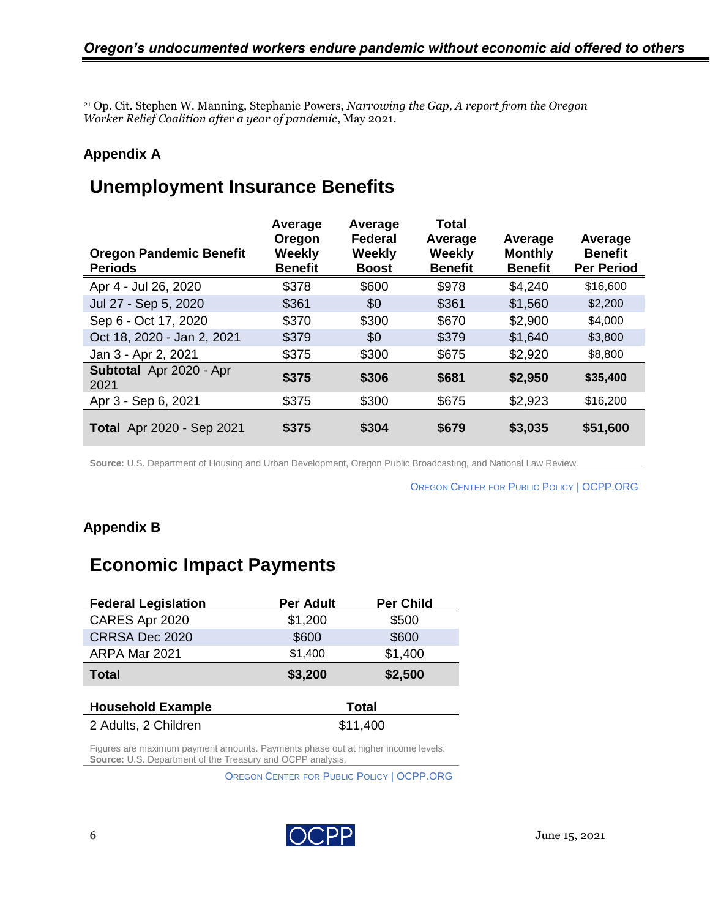[21] Op. Cit. Stephen W. Manning, Stephanie Powers, *Narrowing the Gap, A report from the Oregon Worker Relief Coalition after a year of pandemic*, May 2021.

### Appendix A

## Unemployment Insurance Benefits

| Oregon Pandemic Benefit Periods | Average Oregon Weekly Benefit | Average Federal Weekly Boost | Total Average Weekly Benefit | Average Monthly Benefit | Average Benefit Per Period |
|---|---|---|---|---|---|
| Apr 4 - Jul 26, 2020 | $378 | $600 | $978 | $4,240 | $16,600 |
| Jul 27 - Sep 5, 2020 | $361 | $0 | $361 | $1,560 | $2,200 |
| Sep 6 - Oct 17, 2020 | $370 | $300 | $670 | $2,900 | $4,000 |
| Oct 18, 2020 - Jan 2, 2021 | $379 | $0 | $379 | $1,640 | $3,800 |
| Jan 3 - Apr 2, 2021 | $375 | $300 | $675 | $2,920 | $8,800 |
| **Subtotal** Apr 2020 - Apr 2021 | **$375** | **$306** | **$681** | **$2,950** | **$35,400** |
| Apr 3 - Sep 6, 2021 | $375 | $300 | $675 | $2,923 | $16,200 |
| **Total** Apr 2020 - Sep 2021 | **$375** | **$304** | **$679** | **$3,035** | **$51,600** |

**Source:** U.S. Department of Housing and Urban Development, Oregon Public Broadcasting, and National Law Review.

OREGON CENTER FOR PUBLIC POLICY | OCPP.ORG

### Appendix B

## Economic Impact Payments

| Federal Legislation | Per Adult | Per Child |
|---|---|---|
| CARES Apr 2020 | $1,200 | $500 |
| CRRSA Dec 2020 | $600 | $600 |
| ARPA Mar 2021 | $1,400 | $1,400 |
| **Total** | **$3,200** | **$2,500** |

| Household Example | Total |
|---|---|
| 2 Adults, 2 Children | $11,400 |

Figures are maximum payment amounts. Payments phase out at higher income levels.
**Source:** U.S. Department of the Treasury and OCPP analysis.

OREGON CENTER FOR PUBLIC POLICY | OCPP.ORG